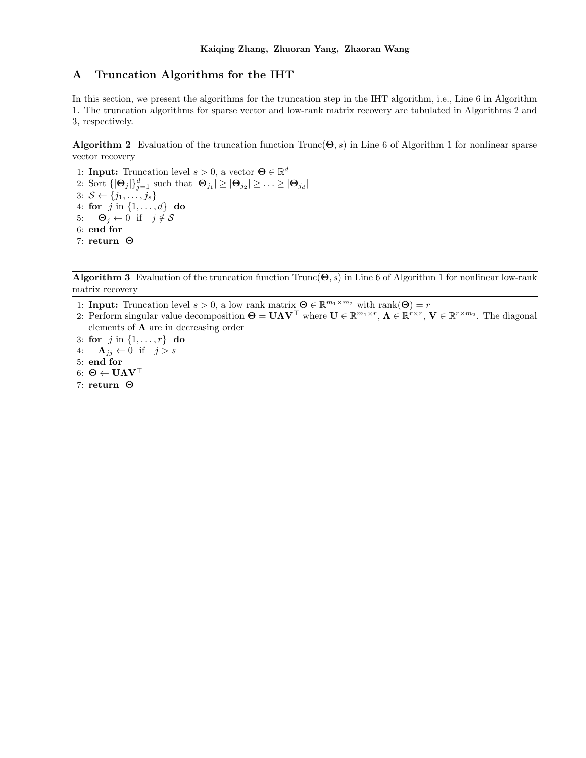# A Truncation Algorithms for the IHT

In this section, we present the algorithms for the truncation step in the IHT algorithm, i.e., Line 6 in Algorithm 1. The truncation algorithms for sparse vector and low-rank matrix recovery are tabulated in Algorithms 2 and 3, respectively.

---

**Algorithm 2** Evaluation of the truncation function $\text{Trunc}(\mathbf{\Theta}, s)$ in Line 6 of Algorithm 1 for nonlinear sparse vector recovery

---

1: **Input:** Truncation level $s > 0$, a vector $\mathbf{\Theta} \in \mathbb{R}^d$
2: Sort $\{|\mathbf{\Theta}_j|\}_{j=1}^d$ such that $|\mathbf{\Theta}_{j_1}| \geq |\mathbf{\Theta}_{j_2}| \geq \ldots \geq |\mathbf{\Theta}_{j_d}|$
3: $\mathcal{S} \leftarrow \{j_1, \ldots, j_s\}$
4: **for** $j$ in $\{1, \ldots, d\}$ **do**
5: $\quad \mathbf{\Theta}_j \leftarrow 0$ if $j \notin \mathcal{S}$
6: **end for**
7: **return** $\mathbf{\Theta}$

---

**Algorithm 3** Evaluation of the truncation function $\text{Trunc}(\mathbf{\Theta}, s)$ in Line 6 of Algorithm 1 for nonlinear low-rank matrix recovery

---

1: **Input:** Truncation level $s > 0$, a low rank matrix $\mathbf{\Theta} \in \mathbb{R}^{m_1 \times m_2}$ with $\text{rank}(\mathbf{\Theta}) = r$
2: Perform singular value decomposition $\mathbf{\Theta} = \mathbf{U}\mathbf{\Lambda}\mathbf{V}^\top$ where $\mathbf{U} \in \mathbb{R}^{m_1 \times r}$, $\mathbf{\Lambda} \in \mathbb{R}^{r \times r}$, $\mathbf{V} \in \mathbb{R}^{r \times m_2}$. The diagonal elements of $\mathbf{\Lambda}$ are in decreasing order
3: **for** $j$ in $\{1, \ldots, r\}$ **do**
4: $\quad \mathbf{\Lambda}_{jj} \leftarrow 0$ if $j > s$
5: **end for**
6: $\mathbf{\Theta} \leftarrow \mathbf{U}\mathbf{\Lambda}\mathbf{V}^\top$
7: **return** $\mathbf{\Theta}$

---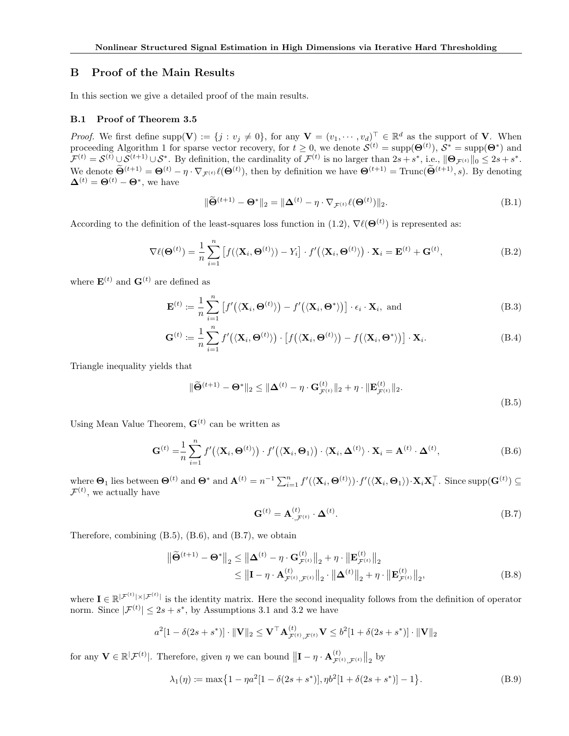## B Proof of the Main Results

In this section we give a detailed proof of the main results.

### B.1 Proof of Theorem 3.5

*Proof.* We first define $\text{supp}(\mathbf{V}) := \{j : v_j \neq 0\}$, for any $\mathbf{V} = (v_1, \cdots, v_d)^\top \in \mathbb{R}^d$ as the support of $\mathbf{V}$. When proceeding Algorithm 1 for sparse vector recovery, for $t \geq 0$, we denote $\mathcal{S}^{(t)} = \text{supp}(\boldsymbol{\Theta}^{(t)})$, $\mathcal{S}^* = \text{supp}(\boldsymbol{\Theta}^*)$ and $\mathcal{F}^{(t)} = \mathcal{S}^{(t)} \cup \mathcal{S}^{(t+1)} \cup \mathcal{S}^*$. By definition, the cardinality of $\mathcal{F}^{(t)}$ is no larger than $2s + s^*$, i.e., $\|\boldsymbol{\Theta}_{\mathcal{F}^{(t)}}\|_0 \leq 2s + s^*$. We denote $\widetilde{\boldsymbol{\Theta}}^{(t+1)} = \boldsymbol{\Theta}^{(t)} - \eta \cdot \nabla_{\mathcal{F}^{(t)}} \ell(\boldsymbol{\Theta}^{(t)})$, then by definition we have $\boldsymbol{\Theta}^{(t+1)} = \text{Trunc}(\widetilde{\boldsymbol{\Theta}}^{(t+1)}, s)$. By denoting $\boldsymbol{\Delta}^{(t)} = \boldsymbol{\Theta}^{(t)} - \boldsymbol{\Theta}^*$, we have

$$\|\widetilde{\boldsymbol{\Theta}}^{(t+1)} - \boldsymbol{\Theta}^*\|_2 = \|\boldsymbol{\Delta}^{(t)} - \eta \cdot \nabla_{\mathcal{F}^{(t)}} \ell(\boldsymbol{\Theta}^{(t)})\|_2. \tag{B.1}$$

According to the definition of the least-squares loss function in (1.2), $\nabla \ell(\boldsymbol{\Theta}^{(t)})$ is represented as:

$$\nabla \ell(\boldsymbol{\Theta}^{(t)}) = \frac{1}{n} \sum_{i=1}^n \big[f(\langle \mathbf{X}_i, \boldsymbol{\Theta}^{(t)}\rangle) - Y_i\big] \cdot f'\big(\langle \mathbf{X}_i, \boldsymbol{\Theta}^{(t)}\rangle\big) \cdot \mathbf{X}_i = \mathbf{E}^{(t)} + \mathbf{G}^{(t)}, \tag{B.2}$$

where $\mathbf{E}^{(t)}$ and $\mathbf{G}^{(t)}$ are defined as

$$\mathbf{E}^{(t)} := \frac{1}{n} \sum_{i=1}^n \big[f'\big(\langle \mathbf{X}_i, \boldsymbol{\Theta}^{(t)}\rangle\big) - f'\big(\langle \mathbf{X}_i, \boldsymbol{\Theta}^*\rangle\big)\big] \cdot \epsilon_i \cdot \mathbf{X}_i, \text{ and} \tag{B.3}$$

$$\mathbf{G}^{(t)} := \frac{1}{n} \sum_{i=1}^n f'\big(\langle \mathbf{X}_i, \boldsymbol{\Theta}^{(t)}\rangle\big) \cdot \big[f\big(\langle \mathbf{X}_i, \boldsymbol{\Theta}^{(t)}\rangle\big) - f\big(\langle \mathbf{X}_i, \boldsymbol{\Theta}^*\rangle\big)\big] \cdot \mathbf{X}_i. \tag{B.4}$$

Triangle inequality yields that

$$\|\widetilde{\boldsymbol{\Theta}}^{(t+1)} - \boldsymbol{\Theta}^*\|_2 \leq \|\boldsymbol{\Delta}^{(t)} - \eta \cdot \mathbf{G}^{(t)}_{\mathcal{F}^{(t)}}\|_2 + \eta \cdot \|\mathbf{E}^{(t)}_{\mathcal{F}^{(t)}}\|_2. \tag{B.5}$$

Using Mean Value Theorem, $\mathbf{G}^{(t)}$ can be written as

$$\mathbf{G}^{(t)} = \frac{1}{n} \sum_{i=1}^n f'\big(\langle \mathbf{X}_i, \boldsymbol{\Theta}^{(t)}\rangle\big) \cdot f'\big(\langle \mathbf{X}_i, \boldsymbol{\Theta}_1\rangle\big) \cdot \langle \mathbf{X}_i, \boldsymbol{\Delta}^{(t)}\rangle \cdot \mathbf{X}_i = \mathbf{A}^{(t)} \cdot \boldsymbol{\Delta}^{(t)}, \tag{B.6}$$

where $\boldsymbol{\Theta}_1$ lies between $\boldsymbol{\Theta}^{(t)}$ and $\boldsymbol{\Theta}^*$ and $\mathbf{A}^{(t)} = n^{-1} \sum_{i=1}^n f'(\langle \mathbf{X}_i, \boldsymbol{\Theta}^{(t)}\rangle) \cdot f'(\langle \mathbf{X}_i, \boldsymbol{\Theta}_1\rangle) \cdot \mathbf{X}_i \mathbf{X}_i^\top$. Since $\text{supp}(\mathbf{G}^{(t)}) \subseteq \mathcal{F}^{(t)}$, we actually have

$$\mathbf{G}^{(t)} = \mathbf{A}^{(t)}_{\cdot, \mathcal{F}^{(t)}} \cdot \boldsymbol{\Delta}^{(t)}. \tag{B.7}$$

Therefore, combining (B.5), (B.6), and (B.7), we obtain

$$\begin{aligned}
\big\|\widetilde{\boldsymbol{\Theta}}^{(t+1)} - \boldsymbol{\Theta}^*\big\|_2 &\leq \big\|\boldsymbol{\Delta}^{(t)} - \eta \cdot \mathbf{G}^{(t)}_{\mathcal{F}^{(t)}}\big\|_2 + \eta \cdot \big\|\mathbf{E}^{(t)}_{\mathcal{F}^{(t)}}\big\|_2 \\
&\leq \big\|\mathbf{I} - \eta \cdot \mathbf{A}^{(t)}_{\mathcal{F}^{(t)}, \mathcal{F}^{(t)}}\big\|_2 \cdot \big\|\boldsymbol{\Delta}^{(t)}\big\|_2 + \eta \cdot \big\|\mathbf{E}^{(t)}_{\mathcal{F}^{(t)}}\big\|_2,
\end{aligned} \tag{B.8}$$

where $\mathbf{I} \in \mathbb{R}^{|\mathcal{F}^{(t)}| \times |\mathcal{F}^{(t)}|}$ is the identity matrix. Here the second inequality follows from the definition of operator norm. Since $|\mathcal{F}^{(t)}| \leq 2s + s^*$, by Assumptions 3.1 and 3.2 we have

$$a^2[1 - \delta(2s + s^*)] \cdot \|\mathbf{V}\|_2 \leq \mathbf{V}^\top \mathbf{A}^{(t)}_{\mathcal{F}^{(t)}, \mathcal{F}^{(t)}} \mathbf{V} \leq b^2[1 + \delta(2s + s^*)] \cdot \|\mathbf{V}\|_2$$

for any $\mathbf{V} \in \mathbb{R}^{|\mathcal{F}^{(t)}|}$. Therefore, given $\eta$ we can bound $\big\|\mathbf{I} - \eta \cdot \mathbf{A}^{(t)}_{\mathcal{F}^{(t)}, \mathcal{F}^{(t)}}\big\|_2$ by

$$\lambda_1(\eta) := \max\big\{1 - \eta a^2[1 - \delta(2s + s^*)], \eta b^2[1 + \delta(2s + s^*)] - 1\big\}. \tag{B.9}$$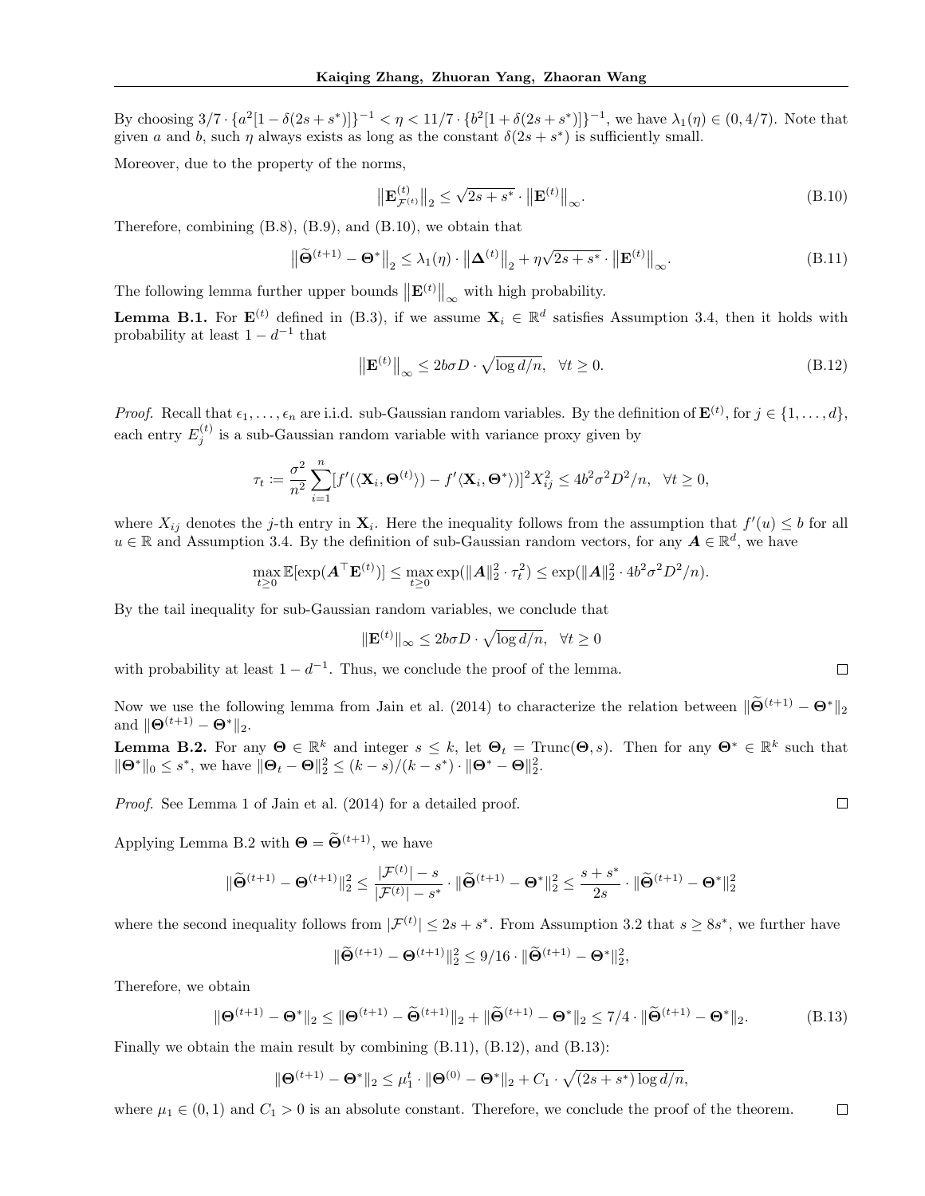By choosing $3/7 \cdot \{a^2[1-\delta(2s+s^*)]\}^{-1} < \eta < 11/7 \cdot \{b^2[1+\delta(2s+s^*)]\}^{-1}$, we have $\lambda_1(\eta) \in (0, 4/7)$. Note that given $a$ and $b$, such $\eta$ always exists as long as the constant $\delta(2s+s^*)$ is sufficiently small.

Moreover, due to the property of the norms,

$$\big\|\mathbf{E}^{(t)}_{\mathcal{F}^{(t)}}\big\|_2 \le \sqrt{2s+s^*} \cdot \big\|\mathbf{E}^{(t)}\big\|_\infty. \tag{B.10}$$

Therefore, combining (B.8), (B.9), and (B.10), we obtain that

$$\big\|\widetilde{\mathbf{\Theta}}^{(t+1)} - \mathbf{\Theta}^*\big\|_2 \le \lambda_1(\eta) \cdot \big\|\mathbf{\Delta}^{(t)}\big\|_2 + \eta\sqrt{2s+s^*} \cdot \big\|\mathbf{E}^{(t)}\big\|_\infty. \tag{B.11}$$

The following lemma further upper bounds $\big\|\mathbf{E}^{(t)}\big\|_\infty$ with high probability.

**Lemma B.1.** For $\mathbf{E}^{(t)}$ defined in (B.3), if we assume $\mathbf{X}_i \in \mathbb{R}^d$ satisfies Assumption 3.4, then it holds with probability at least $1 - d^{-1}$ that

$$\big\|\mathbf{E}^{(t)}\big\|_\infty \le 2b\sigma D \cdot \sqrt{\log d/n}, \quad \forall t \ge 0. \tag{B.12}$$

*Proof.* Recall that $\epsilon_1, \ldots, \epsilon_n$ are i.i.d. sub-Gaussian random variables. By the definition of $\mathbf{E}^{(t)}$, for $j \in \{1, \ldots, d\}$, each entry $E_j^{(t)}$ is a sub-Gaussian random variable with variance proxy given by

$$\tau_t \coloneqq \frac{\sigma^2}{n^2}\sum_{i=1}^n [f'(\langle \mathbf{X}_i, \mathbf{\Theta}^{(t)}\rangle) - f'\langle \mathbf{X}_i, \mathbf{\Theta}^*\rangle)]^2 X_{ij}^2 \le 4b^2\sigma^2 D^2/n, \quad \forall t \ge 0,$$

where $X_{ij}$ denotes the $j$-th entry in $\mathbf{X}_i$. Here the inequality follows from the assumption that $f'(u) \le b$ for all $u \in \mathbb{R}$ and Assumption 3.4. By the definition of sub-Gaussian random vectors, for any $\boldsymbol{A} \in \mathbb{R}^d$, we have

$$\max_{t \ge 0} \mathbb{E}[\exp(\boldsymbol{A}^\top \mathbf{E}^{(t)})] \le \max_{t \ge 0} \exp(\|\boldsymbol{A}\|_2^2 \cdot \tau_t^2) \le \exp(\|\boldsymbol{A}\|_2^2 \cdot 4b^2\sigma^2 D^2/n).$$

By the tail inequality for sub-Gaussian random variables, we conclude that

$$\|\mathbf{E}^{(t)}\|_\infty \le 2b\sigma D \cdot \sqrt{\log d/n}, \quad \forall t \ge 0$$

with probability at least $1 - d^{-1}$. Thus, we conclude the proof of the lemma. $\square$

Now we use the following lemma from Jain et al. (2014) to characterize the relation between $\|\widetilde{\mathbf{\Theta}}^{(t+1)} - \mathbf{\Theta}^*\|_2$ and $\|\mathbf{\Theta}^{(t+1)} - \mathbf{\Theta}^*\|_2$.

**Lemma B.2.** For any $\mathbf{\Theta} \in \mathbb{R}^k$ and integer $s \le k$, let $\mathbf{\Theta}_t = \mathrm{Trunc}(\mathbf{\Theta}, s)$. Then for any $\mathbf{\Theta}^* \in \mathbb{R}^k$ such that $\|\mathbf{\Theta}^*\|_0 \le s^*$, we have $\|\mathbf{\Theta}_t - \mathbf{\Theta}\|_2^2 \le (k-s)/(k-s^*) \cdot \|\mathbf{\Theta}^* - \mathbf{\Theta}\|_2^2$.

*Proof.* See Lemma 1 of Jain et al. (2014) for a detailed proof. $\square$

Applying Lemma B.2 with $\mathbf{\Theta} = \widetilde{\mathbf{\Theta}}^{(t+1)}$, we have

$$\|\widetilde{\mathbf{\Theta}}^{(t+1)} - \mathbf{\Theta}^{(t+1)}\|_2^2 \le \frac{|\mathcal{F}^{(t)}| - s}{|\mathcal{F}^{(t)}| - s^*} \cdot \|\widetilde{\mathbf{\Theta}}^{(t+1)} - \mathbf{\Theta}^*\|_2^2 \le \frac{s+s^*}{2s} \cdot \|\widetilde{\mathbf{\Theta}}^{(t+1)} - \mathbf{\Theta}^*\|_2^2$$

where the second inequality follows from $|\mathcal{F}^{(t)}| \le 2s + s^*$. From Assumption 3.2 that $s \ge 8s^*$, we further have

$$\|\widetilde{\mathbf{\Theta}}^{(t+1)} - \mathbf{\Theta}^{(t+1)}\|_2^2 \le 9/16 \cdot \|\widetilde{\mathbf{\Theta}}^{(t+1)} - \mathbf{\Theta}^*\|_2^2,$$

Therefore, we obtain

$$\|\mathbf{\Theta}^{(t+1)} - \mathbf{\Theta}^*\|_2 \le \|\mathbf{\Theta}^{(t+1)} - \widetilde{\mathbf{\Theta}}^{(t+1)}\|_2 + \|\widetilde{\mathbf{\Theta}}^{(t+1)} - \mathbf{\Theta}^*\|_2 \le 7/4 \cdot \|\widetilde{\mathbf{\Theta}}^{(t+1)} - \mathbf{\Theta}^*\|_2. \tag{B.13}$$

Finally we obtain the main result by combining (B.11), (B.12), and (B.13):

$$\|\mathbf{\Theta}^{(t+1)} - \mathbf{\Theta}^*\|_2 \le \mu_1^t \cdot \|\mathbf{\Theta}^{(0)} - \mathbf{\Theta}^*\|_2 + C_1 \cdot \sqrt{(2s+s^*)\log d/n},$$

where $\mu_1 \in (0,1)$ and $C_1 > 0$ is an absolute constant. Therefore, we conclude the proof of the theorem. $\square$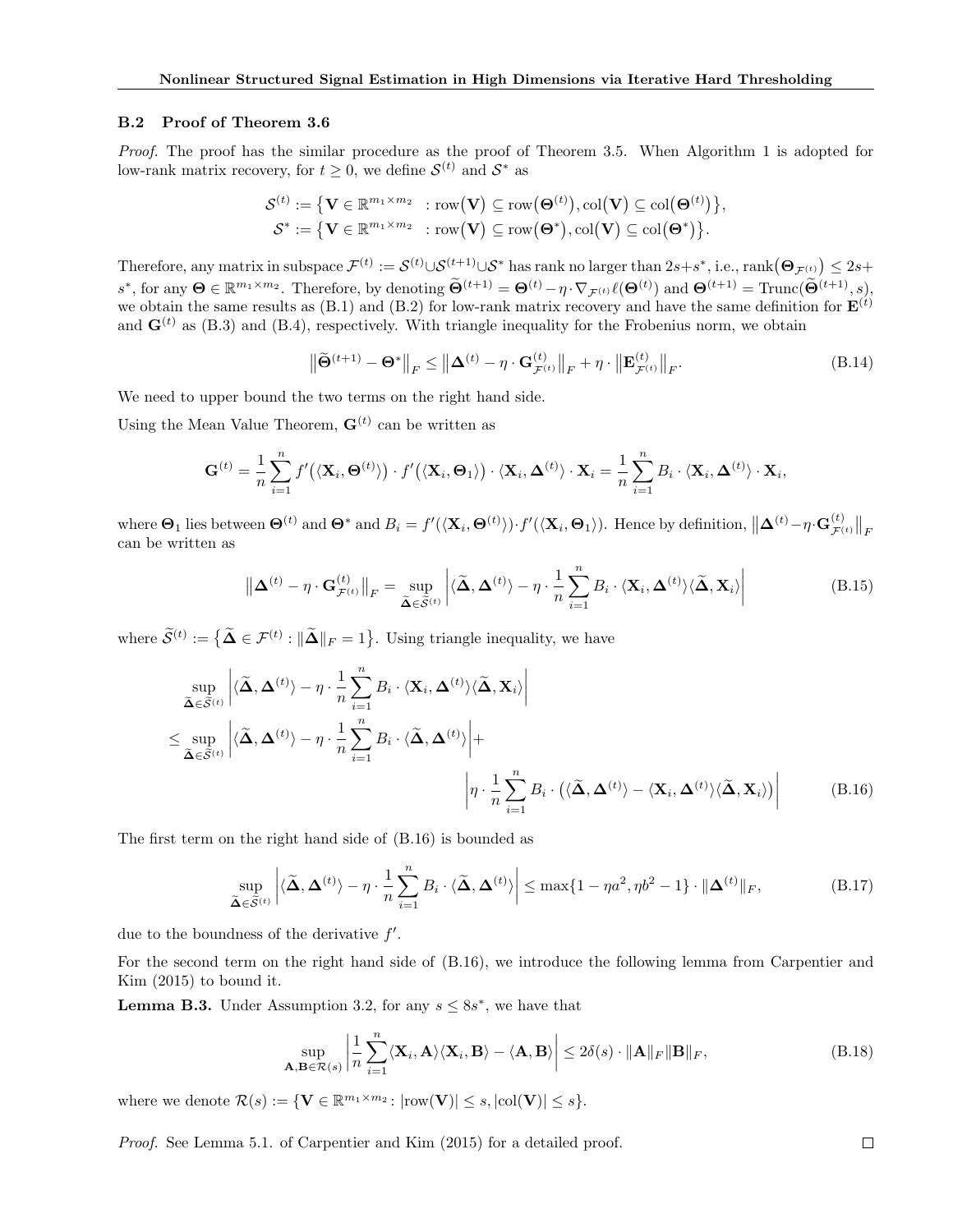### B.2 Proof of Theorem 3.6

*Proof.* The proof has the similar procedure as the proof of Theorem 3.5. When Algorithm 1 is adopted for low-rank matrix recovery, for $t \geq 0$, we define $\mathcal{S}^{(t)}$ and $\mathcal{S}^*$ as

$$\mathcal{S}^{(t)} := \big\{\mathbf{V} \in \mathbb{R}^{m_1 \times m_2} \ : \mathrm{row}\big(\mathbf{V}\big) \subseteq \mathrm{row}\big(\mathbf{\Theta}^{(t)}\big), \mathrm{col}\big(\mathbf{V}\big) \subseteq \mathrm{col}\big(\mathbf{\Theta}^{(t)}\big)\big\},$$
$$\mathcal{S}^* := \big\{\mathbf{V} \in \mathbb{R}^{m_1 \times m_2} \ : \mathrm{row}\big(\mathbf{V}\big) \subseteq \mathrm{row}\big(\mathbf{\Theta}^*\big), \mathrm{col}\big(\mathbf{V}\big) \subseteq \mathrm{col}\big(\mathbf{\Theta}^*\big)\big\}.$$

Therefore, any matrix in subspace $\mathcal{F}^{(t)} := \mathcal{S}^{(t)} \cup \mathcal{S}^{(t+1)} \cup \mathcal{S}^*$ has rank no larger than $2s+s^*$, i.e., $\mathrm{rank}\big(\mathbf{\Theta}_{\mathcal{F}^{(t)}}\big) \leq 2s+s^*$, for any $\mathbf{\Theta} \in \mathbb{R}^{m_1 m_2}$. Therefore, by denoting $\widetilde{\mathbf{\Theta}}^{(t+1)} = \mathbf{\Theta}^{(t)} - \eta \cdot \nabla_{\mathcal{F}^{(t)}} \ell(\mathbf{\Theta}^{(t)})$ and $\mathbf{\Theta}^{(t+1)} = \mathrm{Trunc}(\widetilde{\mathbf{\Theta}}^{(t+1)}, s)$, we obtain the same results as (B.1) and (B.2) for low-rank matrix recovery and have the same definition for $\mathbf{E}^{(t)}$ and $\mathbf{G}^{(t)}$ as (B.3) and (B.4), respectively. With triangle inequality for the Frobenius norm, we obtain

$$\big\|\widetilde{\mathbf{\Theta}}^{(t+1)} - \mathbf{\Theta}^*\big\|_F \leq \big\|\mathbf{\Delta}^{(t)} - \eta \cdot \mathbf{G}^{(t)}_{\mathcal{F}^{(t)}}\big\|_F + \eta \cdot \big\|\mathbf{E}^{(t)}_{\mathcal{F}^{(t)}}\big\|_F. \tag{B.14}$$

We need to upper bound the two terms on the right hand side.

Using the Mean Value Theorem, $\mathbf{G}^{(t)}$ can be written as

$$\mathbf{G}^{(t)} = \frac{1}{n}\sum_{i=1}^n f'\big(\langle \mathbf{X}_i, \mathbf{\Theta}^{(t)}\rangle\big) \cdot f'\big(\langle \mathbf{X}_i, \mathbf{\Theta}_1\rangle\big) \cdot \langle \mathbf{X}_i, \mathbf{\Delta}^{(t)}\rangle \cdot \mathbf{X}_i = \frac{1}{n}\sum_{i=1}^n B_i \cdot \langle \mathbf{X}_i, \mathbf{\Delta}^{(t)}\rangle \cdot \mathbf{X}_i,$$

where $\mathbf{\Theta}_1$ lies between $\mathbf{\Theta}^{(t)}$ and $\mathbf{\Theta}^*$ and $B_i = f'(\langle \mathbf{X}_i, \mathbf{\Theta}^{(t)}\rangle) \cdot f'(\langle \mathbf{X}_i, \mathbf{\Theta}_1\rangle)$. Hence by definition, $\big\|\mathbf{\Delta}^{(t)} - \eta \cdot \mathbf{G}^{(t)}_{\mathcal{F}^{(t)}}\big\|_F$ can be written as

$$\big\|\mathbf{\Delta}^{(t)} - \eta \cdot \mathbf{G}^{(t)}_{\mathcal{F}^{(t)}}\big\|_F = \sup_{\widetilde{\mathbf{\Delta}} \in \widetilde{\mathcal{S}}^{(t)}} \bigg|\langle \widetilde{\mathbf{\Delta}}, \mathbf{\Delta}^{(t)}\rangle - \eta \cdot \frac{1}{n}\sum_{i=1}^n B_i \cdot \langle \mathbf{X}_i, \mathbf{\Delta}^{(t)}\rangle \langle \widetilde{\mathbf{\Delta}}, \mathbf{X}_i\rangle\bigg| \tag{B.15}$$

where $\widetilde{\mathcal{S}}^{(t)} := \big\{\widetilde{\mathbf{\Delta}} \in \mathcal{F}^{(t)} : \|\widetilde{\mathbf{\Delta}}\|_F = 1\big\}$. Using triangle inequality, we have

$$\begin{aligned}
&\sup_{\widetilde{\mathbf{\Delta}} \in \widetilde{\mathcal{S}}^{(t)}} \bigg|\langle \widetilde{\mathbf{\Delta}}, \mathbf{\Delta}^{(t)}\rangle - \eta \cdot \frac{1}{n}\sum_{i=1}^n B_i \cdot \langle \mathbf{X}_i, \mathbf{\Delta}^{(t)}\rangle \langle \widetilde{\mathbf{\Delta}}, \mathbf{X}_i\rangle\bigg| \\
\leq &\sup_{\widetilde{\mathbf{\Delta}} \in \widetilde{\mathcal{S}}^{(t)}} \bigg|\langle \widetilde{\mathbf{\Delta}}, \mathbf{\Delta}^{(t)}\rangle - \eta \cdot \frac{1}{n}\sum_{i=1}^n B_i \cdot \langle \widetilde{\mathbf{\Delta}}, \mathbf{\Delta}^{(t)}\rangle\bigg| + \\
&\qquad\qquad \bigg|\eta \cdot \frac{1}{n}\sum_{i=1}^n B_i \cdot \big(\langle \widetilde{\mathbf{\Delta}}, \mathbf{\Delta}^{(t)}\rangle - \langle \mathbf{X}_i, \mathbf{\Delta}^{(t)}\rangle \langle \widetilde{\mathbf{\Delta}}, \mathbf{X}_i\rangle\big)\bigg|
\end{aligned} \tag{B.16}$$

The first term on the right hand side of (B.16) is bounded as

$$\sup_{\widetilde{\mathbf{\Delta}} \in \widetilde{\mathcal{S}}^{(t)}} \bigg|\langle \widetilde{\mathbf{\Delta}}, \mathbf{\Delta}^{(t)}\rangle - \eta \cdot \frac{1}{n}\sum_{i=1}^n B_i \cdot \langle \widetilde{\mathbf{\Delta}}, \mathbf{\Delta}^{(t)}\rangle\bigg| \leq \max\{1 - \eta a^2, \eta b^2 - 1\} \cdot \|\mathbf{\Delta}^{(t)}\|_F, \tag{B.17}$$

due to the boundness of the derivative $f'$.

For the second term on the right hand side of (B.16), we introduce the following lemma from Carpentier and Kim (2015) to bound it.

**Lemma B.3.** Under Assumption 3.2, for any $s \leq 8s^*$, we have that

$$\sup_{\mathbf{A}, \mathbf{B} \in \mathcal{R}(s)} \bigg|\frac{1}{n}\sum_{i=1}^n \langle \mathbf{X}_i, \mathbf{A}\rangle \langle \mathbf{X}_i, \mathbf{B}\rangle - \langle \mathbf{A}, \mathbf{B}\rangle\bigg| \leq 2\delta(s) \cdot \|\mathbf{A}\|_F \|\mathbf{B}\|_F, \tag{B.18}$$

where we denote $\mathcal{R}(s) := \{\mathbf{V} \in \mathbb{R}^{m_1 \times m_2} \colon |\mathrm{row}(\mathbf{V})| \leq s, |\mathrm{col}(\mathbf{V})| \leq s\}$.

*Proof.* See Lemma 5.1. of Carpentier and Kim (2015) for a detailed proof. □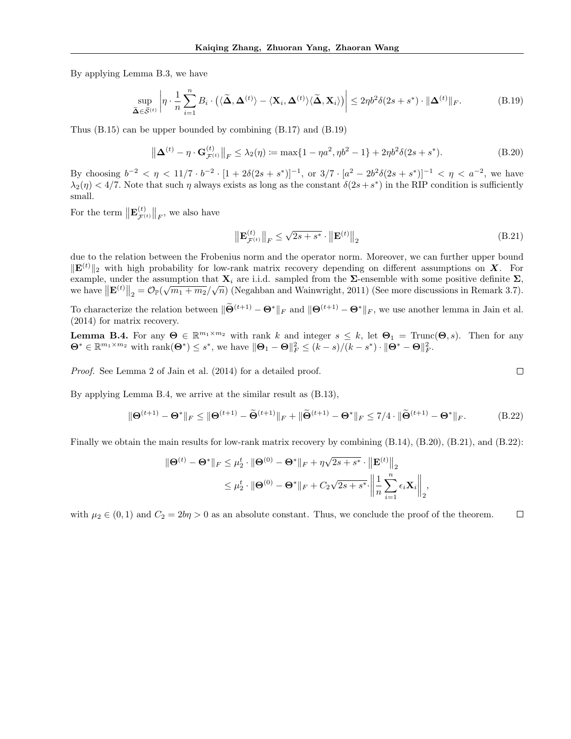By applying Lemma B.3, we have

$$\sup_{\widetilde{\boldsymbol{\Delta}} \in \widetilde{\mathcal{S}}^{(t)}} \left| \eta \cdot \frac{1}{n} \sum_{i=1}^{n} B_i \cdot \left( \langle \widetilde{\boldsymbol{\Delta}}, \boldsymbol{\Delta}^{(t)} \rangle - \langle \mathbf{X}_i, \boldsymbol{\Delta}^{(t)} \rangle \langle \widetilde{\boldsymbol{\Delta}}, \mathbf{X}_i \rangle \right) \right| \leq 2\eta b^2 \delta(2s + s^*) \cdot \|\boldsymbol{\Delta}^{(t)}\|_F. \tag{B.19}$$

Thus (B.15) can be upper bounded by combining (B.17) and (B.19)

$$\left\| \boldsymbol{\Delta}^{(t)} - \eta \cdot \mathbf{G}^{(t)}_{\mathcal{F}^{(t)}} \right\|_F \leq \lambda_2(\eta) := \max\{1 - \eta a^2, \eta b^2 - 1\} + 2\eta b^2 \delta(2s + s^*). \tag{B.20}$$

By choosing $b^{-2} < \eta < 11/7 \cdot b^{-2} \cdot [1 + 2\delta(2s + s^*)]^{-1}$, or $3/7 \cdot [a^2 - 2b^2\delta(2s + s^*)]^{-1} < \eta < a^{-2}$, we have $\lambda_2(\eta) < 4/7$. Note that such $\eta$ always exists as long as the constant $\delta(2s + s^*)$ in the RIP condition is sufficiently small.

For the term $\left\| \mathbf{E}^{(t)}_{\mathcal{F}^{(t)}} \right\|_F$, we also have

$$\left\| \mathbf{E}^{(t)}_{\mathcal{F}^{(t)}} \right\|_F \leq \sqrt{2s + s^*} \cdot \left\| \mathbf{E}^{(t)} \right\|_2 \tag{B.21}$$

due to the relation between the Frobenius norm and the operator norm. Moreover, we can further upper bound $\|\mathbf{E}^{(t)}\|_2$ with high probability for low-rank matrix recovery depending on different assumptions on $\boldsymbol{X}$. For example, under the assumption that $\mathbf{X}_i$ are i.i.d. sampled from the $\boldsymbol{\Sigma}$-ensemble with some positive definite $\boldsymbol{\Sigma}$, we have $\left\| \mathbf{E}^{(t)} \right\|_2 = \mathcal{O}_{\mathbb{P}}(\sqrt{m_1 + m_2}/\sqrt{n})$ (Negahban and Wainwright, 2011) (See more discussions in Remark 3.7).

To characterize the relation between $\|\widetilde{\boldsymbol{\Theta}}^{(t+1)} - \boldsymbol{\Theta}^*\|_F$ and $\|\boldsymbol{\Theta}^{(t+1)} - \boldsymbol{\Theta}^*\|_F$, we use another lemma in Jain et al. (2014) for matrix recovery.

**Lemma B.4.** For any $\boldsymbol{\Theta} \in \mathbb{R}^{m_1 \times m_2}$ with rank $k$ and integer $s \leq k$, let $\boldsymbol{\Theta}_1 = \text{Trunc}(\boldsymbol{\Theta}, s)$. Then for any $\boldsymbol{\Theta}^* \in \mathbb{R}^{m_1 \times m_2}$ with $\text{rank}(\boldsymbol{\Theta}^*) \leq s^*$, we have $\|\boldsymbol{\Theta}_1 - \boldsymbol{\Theta}\|_F^2 \leq (k - s)/(k - s^*) \cdot \|\boldsymbol{\Theta}^* - \boldsymbol{\Theta}\|_F^2$.

*Proof.* See Lemma 2 of Jain et al. (2014) for a detailed proof. $\square$

By applying Lemma B.4, we arrive at the similar result as (B.13),

$$\|\boldsymbol{\Theta}^{(t+1)} - \boldsymbol{\Theta}^*\|_F \leq \|\boldsymbol{\Theta}^{(t+1)} - \widetilde{\boldsymbol{\Theta}}^{(t+1)}\|_F + \|\widetilde{\boldsymbol{\Theta}}^{(t+1)} - \boldsymbol{\Theta}^*\|_F \leq 7/4 \cdot \|\widetilde{\boldsymbol{\Theta}}^{(t+1)} - \boldsymbol{\Theta}^*\|_F. \tag{B.22}$$

Finally we obtain the main results for low-rank matrix recovery by combining (B.14), (B.20), (B.21), and (B.22):

$$\begin{aligned}
\|\boldsymbol{\Theta}^{(t)} - \boldsymbol{\Theta}^*\|_F &\leq \mu_2^t \cdot \|\boldsymbol{\Theta}^{(0)} - \boldsymbol{\Theta}^*\|_F + \eta\sqrt{2s + s^*} \cdot \left\| \mathbf{E}^{(t)} \right\|_2 \\
&\leq \mu_2^t \cdot \|\boldsymbol{\Theta}^{(0)} - \boldsymbol{\Theta}^*\|_F + C_2\sqrt{2s + s^*} \cdot \left\| \frac{1}{n} \sum_{i=1}^{n} \epsilon_i \mathbf{X}_i \right\|_2,
\end{aligned}$$

with $\mu_2 \in (0, 1)$ and $C_2 = 2b\eta > 0$ as an absolute constant. Thus, we conclude the proof of the theorem. $\square$